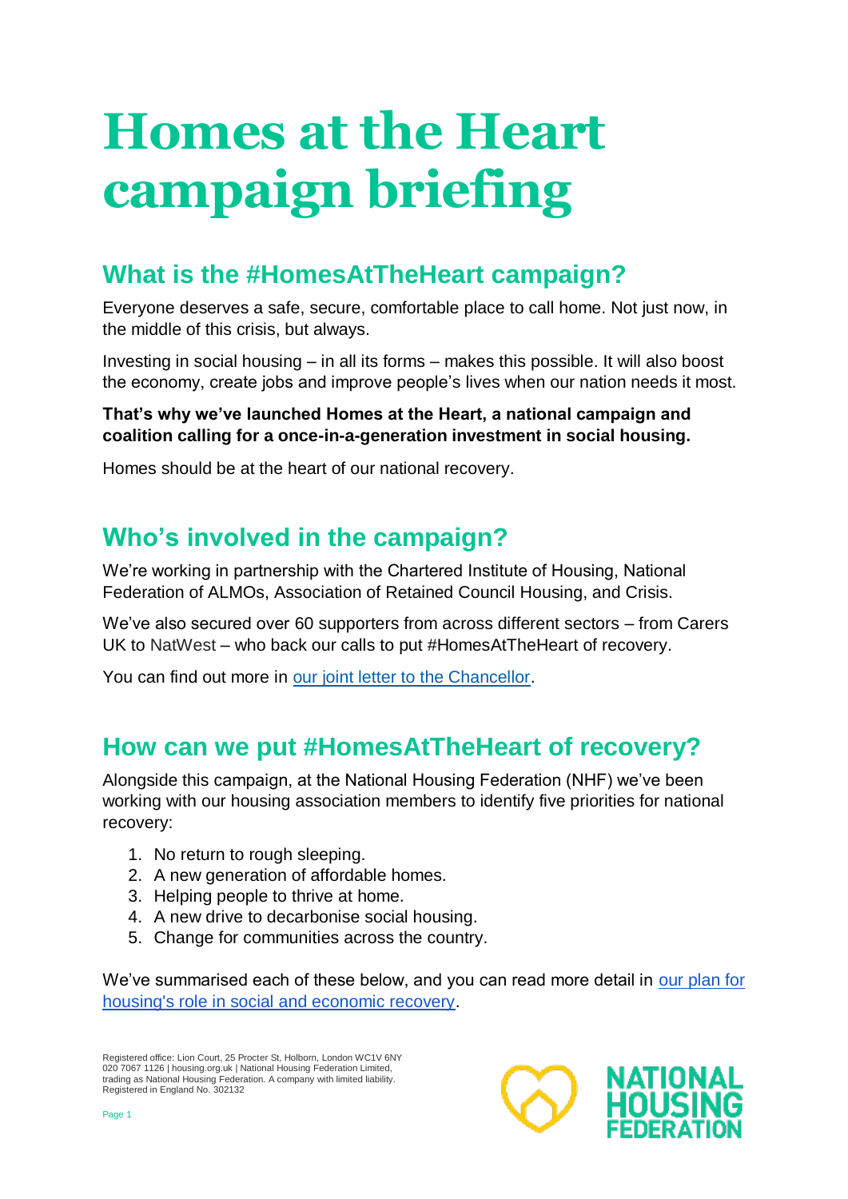# Homes at the Heart campaign briefing

## What is the #HomesAtTheHeart campaign?

Everyone deserves a safe, secure, comfortable place to call home. Not just now, in the middle of this crisis, but always.

Investing in social housing – in all its forms – makes this possible. It will also boost the economy, create jobs and improve people's lives when our nation needs it most.

**That's why we've launched Homes at the Heart, a national campaign and coalition calling for a once-in-a-generation investment in social housing.**

Homes should be at the heart of our national recovery.

## Who's involved in the campaign?

We're working in partnership with the Chartered Institute of Housing, National Federation of ALMOs, Association of Retained Council Housing, and Crisis.

We've also secured over 60 supporters from across different sectors – from Carers UK to NatWest – who back our calls to put #HomesAtTheHeart of recovery.

You can find out more in our joint letter to the Chancellor.

## How can we put #HomesAtTheHeart of recovery?

Alongside this campaign, at the National Housing Federation (NHF) we've been working with our housing association members to identify five priorities for national recovery:

1. No return to rough sleeping.
2. A new generation of affordable homes.
3. Helping people to thrive at home.
4. A new drive to decarbonise social housing.
5. Change for communities across the country.

We've summarised each of these below, and you can read more detail in our plan for housing's role in social and economic recovery.

Registered office: Lion Court, 25 Procter St, Holborn, London WC1V 6NY
020 7067 1126 | housing.org.uk | National Housing Federation Limited, trading as National Housing Federation. A company with limited liability. Registered in England No. 302132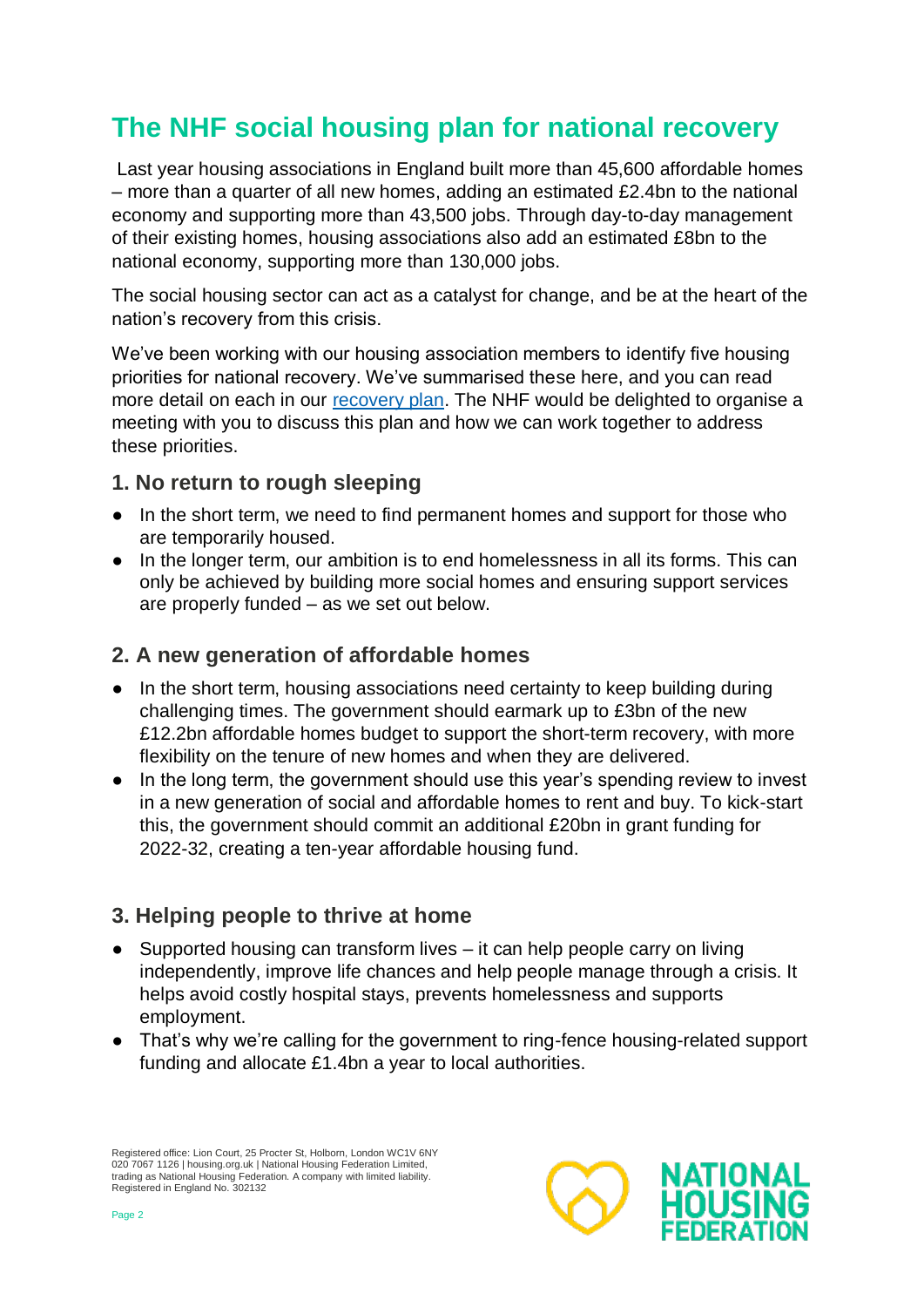# The NHF social housing plan for national recovery

Last year housing associations in England built more than 45,600 affordable homes – more than a quarter of all new homes, adding an estimated £2.4bn to the national economy and supporting more than 43,500 jobs. Through day-to-day management of their existing homes, housing associations also add an estimated £8bn to the national economy, supporting more than 130,000 jobs.

The social housing sector can act as a catalyst for change, and be at the heart of the nation's recovery from this crisis.

We've been working with our housing association members to identify five housing priorities for national recovery. We've summarised these here, and you can read more detail on each in our recovery plan. The NHF would be delighted to organise a meeting with you to discuss this plan and how we can work together to address these priorities.

## 1. No return to rough sleeping

- In the short term, we need to find permanent homes and support for those who are temporarily housed.
- In the longer term, our ambition is to end homelessness in all its forms. This can only be achieved by building more social homes and ensuring support services are properly funded – as we set out below.

## 2. A new generation of affordable homes

- In the short term, housing associations need certainty to keep building during challenging times. The government should earmark up to £3bn of the new £12.2bn affordable homes budget to support the short-term recovery, with more flexibility on the tenure of new homes and when they are delivered.
- In the long term, the government should use this year's spending review to invest in a new generation of social and affordable homes to rent and buy. To kick-start this, the government should commit an additional £20bn in grant funding for 2022-32, creating a ten-year affordable housing fund.

## 3. Helping people to thrive at home

- Supported housing can transform lives – it can help people carry on living independently, improve life chances and help people manage through a crisis. It helps avoid costly hospital stays, prevents homelessness and supports employment.
- That's why we're calling for the government to ring-fence housing-related support funding and allocate £1.4bn a year to local authorities.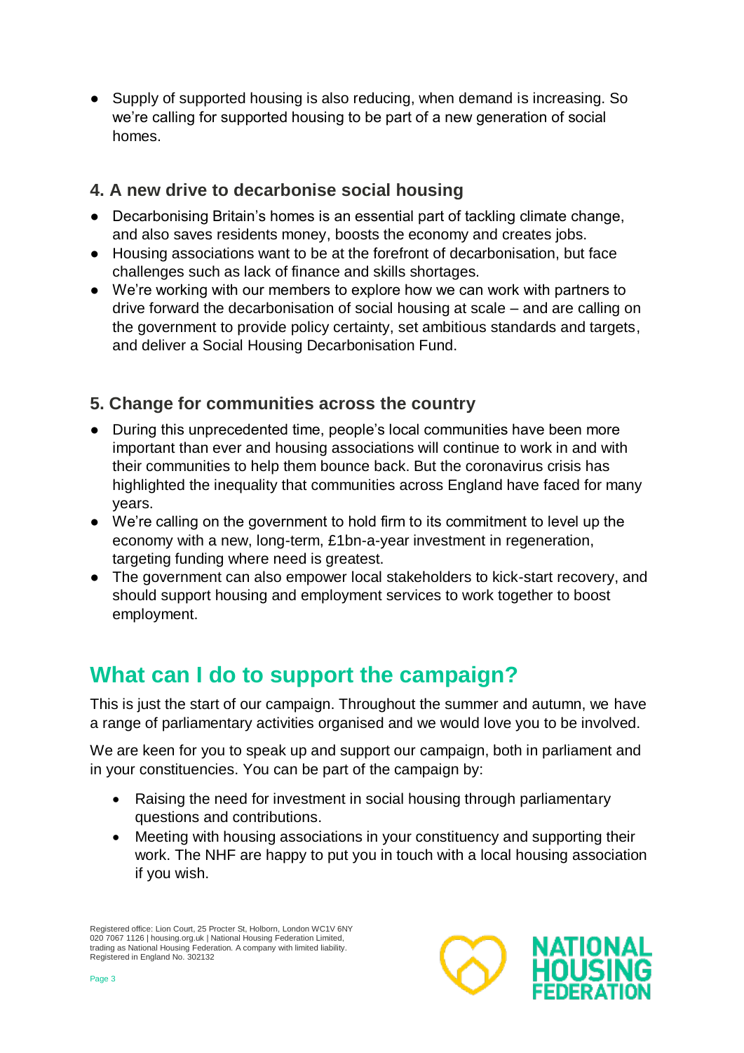- Supply of supported housing is also reducing, when demand is increasing. So we're calling for supported housing to be part of a new generation of social homes.

### 4. A new drive to decarbonise social housing

- Decarbonising Britain's homes is an essential part of tackling climate change, and also saves residents money, boosts the economy and creates jobs.
- Housing associations want to be at the forefront of decarbonisation, but face challenges such as lack of finance and skills shortages.
- We're working with our members to explore how we can work with partners to drive forward the decarbonisation of social housing at scale – and are calling on the government to provide policy certainty, set ambitious standards and targets, and deliver a Social Housing Decarbonisation Fund.

### 5. Change for communities across the country

- During this unprecedented time, people's local communities have been more important than ever and housing associations will continue to work in and with their communities to help them bounce back. But the coronavirus crisis has highlighted the inequality that communities across England have faced for many years.
- We're calling on the government to hold firm to its commitment to level up the economy with a new, long-term, £1bn-a-year investment in regeneration, targeting funding where need is greatest.
- The government can also empower local stakeholders to kick-start recovery, and should support housing and employment services to work together to boost employment.

## What can I do to support the campaign?

This is just the start of our campaign. Throughout the summer and autumn, we have a range of parliamentary activities organised and we would love you to be involved.

We are keen for you to speak up and support our campaign, both in parliament and in your constituencies. You can be part of the campaign by:

- Raising the need for investment in social housing through parliamentary questions and contributions.
- Meeting with housing associations in your constituency and supporting their work. The NHF are happy to put you in touch with a local housing association if you wish.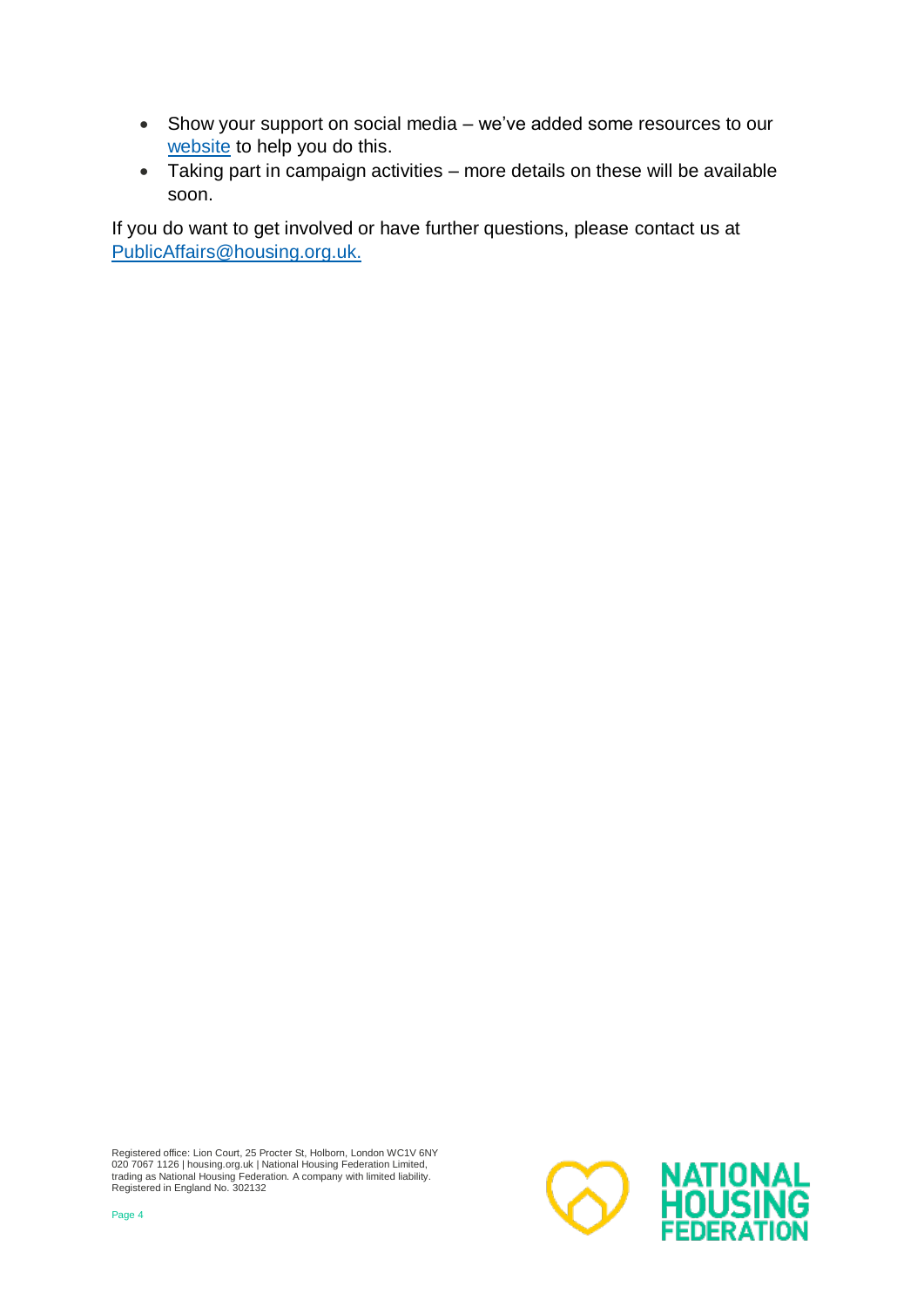- Show your support on social media – we've added some resources to our website to help you do this.
- Taking part in campaign activities – more details on these will be available soon.

If you do want to get involved or have further questions, please contact us at PublicAffairs@housing.org.uk.

Registered office: Lion Court, 25 Procter St, Holborn, London WC1V 6NY
020 7067 1126 | housing.org.uk | National Housing Federation Limited, trading as National Housing Federation. A company with limited liability. Registered in England No. 302132